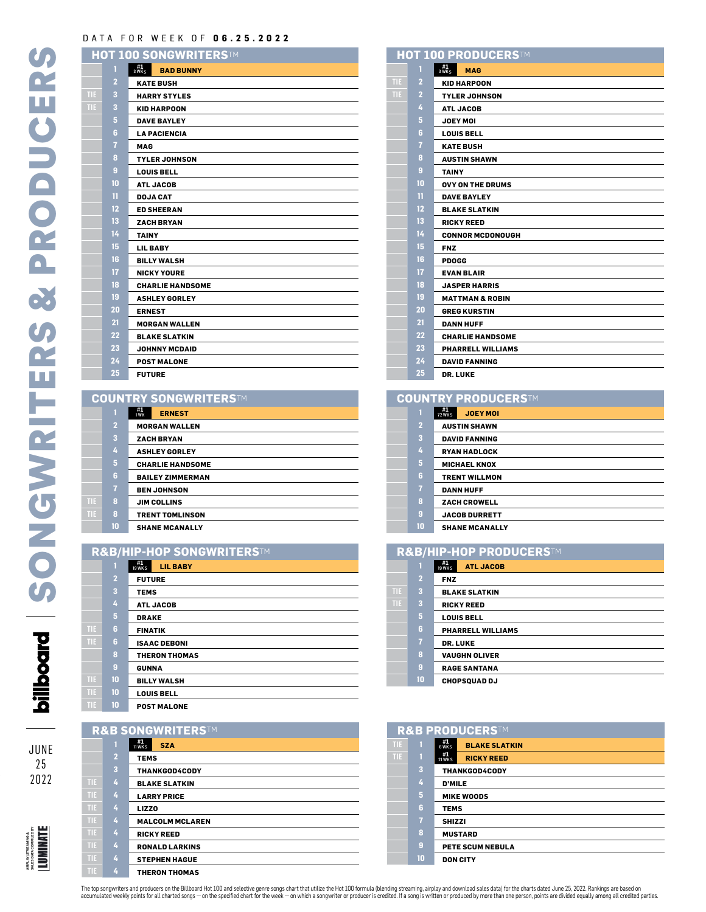DATA FOR WEEK OF **06.25.2022**

# SONGWRITERS & PRODUCERS

## HOT 100 SONGWRITERS™

| | Rank | Name |
|---|---|---|
| | 1 | #1 3 WKS **BAD BUNNY** |
| | 2 | KATE BUSH |
| TIE | 3 | HARRY STYLES |
| TIE | 3 | KID HARPOON |
| | 5 | DAVE BAYLEY |
| | 6 | LA PACIENCIA |
| | 7 | MAG |
| | 8 | TYLER JOHNSON |
| | 9 | LOUIS BELL |
| | 10 | ATL JACOB |
| | 11 | DOJA CAT |
| | 12 | ED SHEERAN |
| | 13 | ZACH BRYAN |
| | 14 | TAINY |
| | 15 | LIL BABY |
| | 16 | BILLY WALSH |
| | 17 | NICKY YOURE |
| | 18 | CHARLIE HANDSOME |
| | 19 | ASHLEY GORLEY |
| | 20 | ERNEST |
| | 21 | MORGAN WALLEN |
| | 22 | BLAKE SLATKIN |
| | 23 | JOHNNY MCDAID |
| | 24 | POST MALONE |
| | 25 | FUTURE |

## HOT 100 PRODUCERS™

| | Rank | Name |
|---|---|---|
| | 1 | #1 3 WKS **MAG** |
| TIE | 2 | KID HARPOON |
| TIE | 2 | TYLER JOHNSON |
| | 4 | ATL JACOB |
| | 5 | JOEY MOI |
| | 6 | LOUIS BELL |
| | 7 | KATE BUSH |
| | 8 | AUSTIN SHAWN |
| | 9 | TAINY |
| | 10 | OVY ON THE DRUMS |
| | 11 | DAVE BAYLEY |
| | 12 | BLAKE SLATKIN |
| | 13 | RICKY REED |
| | 14 | CONNOR MCDONOUGH |
| | 15 | FNZ |
| | 16 | PDOGG |
| | 17 | EVAN BLAIR |
| | 18 | JASPER HARRIS |
| | 19 | MATTMAN & ROBIN |
| | 20 | GREG KURSTIN |
| | 21 | DANN HUFF |
| | 22 | CHARLIE HANDSOME |
| | 23 | PHARRELL WILLIAMS |
| | 24 | DAVID FANNING |
| | 25 | DR. LUKE |

## COUNTRY SONGWRITERS™

| | Rank | Name |
|---|---|---|
| | 1 | #1 1 WK **ERNEST** |
| | 2 | MORGAN WALLEN |
| | 3 | ZACH BRYAN |
| | 4 | ASHLEY GORLEY |
| | 5 | CHARLIE HANDSOME |
| | 6 | BAILEY ZIMMERMAN |
| | 7 | BEN JOHNSON |
| TIE | 8 | JIM COLLINS |
| TIE | 8 | TRENT TOMLINSON |
| | 10 | SHANE MCANALLY |

## COUNTRY PRODUCERS™

| | Rank | Name |
|---|---|---|
| | 1 | #1 72 WKS **JOEY MOI** |
| | 2 | AUSTIN SHAWN |
| | 3 | DAVID FANNING |
| | 4 | RYAN HADLOCK |
| | 5 | MICHAEL KNOX |
| | 6 | TRENT WILLMON |
| | 7 | DANN HUFF |
| | 8 | ZACH CROWELL |
| | 9 | JACOB DURRETT |
| | 10 | SHANE MCANALLY |

## R&B/HIP-HOP SONGWRITERS™

| | Rank | Name |
|---|---|---|
| | 1 | #1 19 WKS **LIL BABY** |
| | 2 | FUTURE |
| | 3 | TEMS |
| | 4 | ATL JACOB |
| | 5 | DRAKE |
| TIE | 6 | FINATIK |
| TIE | 6 | ISAAC DEBONI |
| | 8 | THERON THOMAS |
| | 9 | GUNNA |
| TIE | 10 | BILLY WALSH |
| TIE | 10 | LOUIS BELL |
| TIE | 10 | POST MALONE |

## R&B/HIP-HOP PRODUCERS™

| | Rank | Name |
|---|---|---|
| | 1 | #1 19 WKS **ATL JACOB** |
| | 2 | FNZ |
| TIE | 3 | BLAKE SLATKIN |
| TIE | 3 | RICKY REED |
| | 5 | LOUIS BELL |
| | 6 | PHARRELL WILLIAMS |
| | 7 | DR. LUKE |
| | 8 | VAUGHN OLIVER |
| | 9 | RAGE SANTANA |
| | 10 | CHOPSQUAD DJ |

## R&B SONGWRITERS™

| | Rank | Name |
|---|---|---|
| | 1 | #1 11 WKS **SZA** |
| | 2 | TEMS |
| | 3 | THANKGOD4CODY |
| TIE | 4 | BLAKE SLATKIN |
| TIE | 4 | LARRY PRICE |
| TIE | 4 | LIZZO |
| TIE | 4 | MALCOLM MCLAREN |
| TIE | 4 | RICKY REED |
| TIE | 4 | RONALD LARKINS |
| TIE | 4 | STEPHEN HAGUE |
| TIE | 4 | THERON THOMAS |

## R&B PRODUCERS™

| | Rank | Name |
|---|---|---|
| TIE | 1 | #1 6 WKS **BLAKE SLATKIN** |
| TIE | 1 | #1 21 WKS **RICKY REED** |
| | 3 | THANKGOD4CODY |
| | 4 | D'MILE |
| | 5 | MIKE WOODS |
| | 6 | TEMS |
| | 7 | SHIZZI |
| | 8 | MUSTARD |
| | 9 | PETE SCUM NEBULA |
| | 10 | DON CITY |

billboard JUNE 25 2022

AIRPLAY, STREAMING & SALES DATA COMPILED BY LUMINATE

The top songwriters and producers on the Billboard Hot 100 and selective genre songs chart that utilize the Hot 100 formula (blending streaming, airplay and download sales data) for the charts dated June 25, 2022. Rankings are based on accumulated weekly points for all charted songs — on the specified chart for the week — on which a songwriter or producer is credited. If a song is written or produced by more than one person, points are divided equally among all credited parties.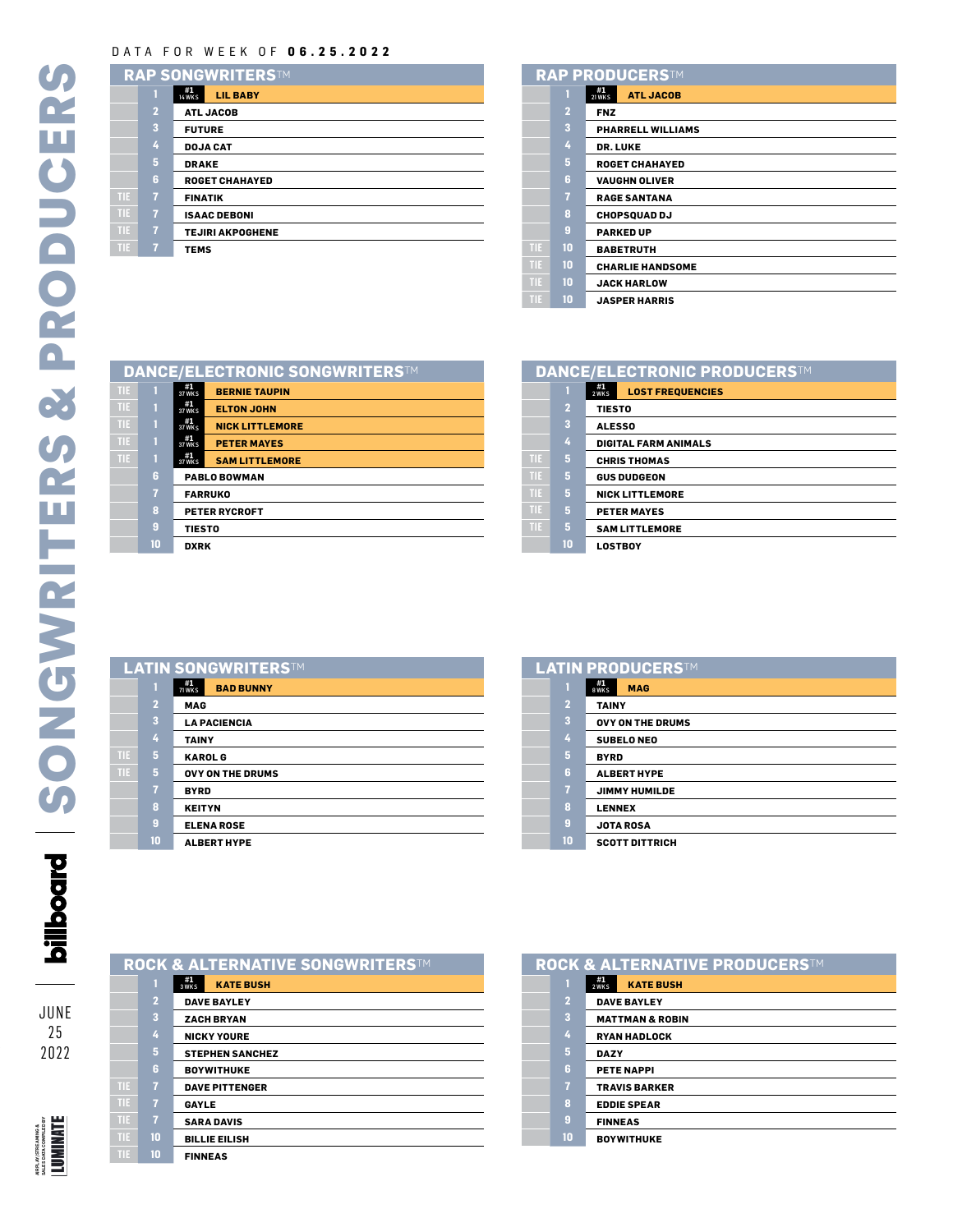DATA FOR WEEK OF **06.25.2022**

# SONGWRITERS & PRODUCERS

## RAP SONGWRITERS™

| Rank | Weeks at #1 | Name |
|---|---|---|
| 1 | #1 14 WKS | LIL BABY |
| 2 | | ATL JACOB |
| 3 | | FUTURE |
| 4 | | DOJA CAT |
| 5 | | DRAKE |
| 6 | | ROGET CHAHAYED |
| TIE 7 | | FINATIK |
| TIE 7 | | ISAAC DEBONI |
| TIE 7 | | TEJIRI AKPOGHENE |
| TIE 7 | | TEMS |

## RAP PRODUCERS™

| Rank | Weeks at #1 | Name |
|---|---|---|
| 1 | #1 21 WKS | ATL JACOB |
| 2 | | FNZ |
| 3 | | PHARRELL WILLIAMS |
| 4 | | DR. LUKE |
| 5 | | ROGET CHAHAYED |
| 6 | | VAUGHN OLIVER |
| 7 | | RAGE SANTANA |
| 8 | | CHOPSQUAD DJ |
| 9 | | PARKED UP |
| TIE 10 | | BABETRUTH |
| TIE 10 | | CHARLIE HANDSOME |
| TIE 10 | | JACK HARLOW |
| TIE 10 | | JASPER HARRIS |

## DANCE/ELECTRONIC SONGWRITERS™

| Rank | Weeks at #1 | Name |
|---|---|---|
| TIE 1 | #1 37 WKS | BERNIE TAUPIN |
| TIE 1 | #1 37 WKS | ELTON JOHN |
| TIE 1 | #1 37 WKS | NICK LITTLEMORE |
| TIE 1 | #1 37 WKS | PETER MAYES |
| TIE 1 | #1 37 WKS | SAM LITTLEMORE |
| 6 | | PABLO BOWMAN |
| 7 | | FARRUKO |
| 8 | | PETER RYCROFT |
| 9 | | TIESTO |
| 10 | | DXRK |

## DANCE/ELECTRONIC PRODUCERS™

| Rank | Weeks at #1 | Name |
|---|---|---|
| 1 | #1 2 WKS | LOST FREQUENCIES |
| 2 | | TIESTO |
| 3 | | ALESSO |
| 4 | | DIGITAL FARM ANIMALS |
| TIE 5 | | CHRIS THOMAS |
| TIE 5 | | GUS DUDGEON |
| TIE 5 | | NICK LITTLEMORE |
| TIE 5 | | PETER MAYES |
| TIE 5 | | SAM LITTLEMORE |
| 10 | | LOSTBOY |

## LATIN SONGWRITERS™

| Rank | Weeks at #1 | Name |
|---|---|---|
| 1 | #1 71 WKS | BAD BUNNY |
| 2 | | MAG |
| 3 | | LA PACIENCIA |
| 4 | | TAINY |
| TIE 5 | | KAROL G |
| TIE 5 | | OVY ON THE DRUMS |
| 7 | | BYRD |
| 8 | | KEITYN |
| 9 | | ELENA ROSE |
| 10 | | ALBERT HYPE |

## LATIN PRODUCERS™

| Rank | Weeks at #1 | Name |
|---|---|---|
| 1 | #1 8 WKS | MAG |
| 2 | | TAINY |
| 3 | | OVY ON THE DRUMS |
| 4 | | SUBELO NEO |
| 5 | | BYRD |
| 6 | | ALBERT HYPE |
| 7 | | JIMMY HUMILDE |
| 8 | | LENNEX |
| 9 | | JOTA ROSA |
| 10 | | SCOTT DITTRICH |

## ROCK & ALTERNATIVE SONGWRITERS™

| Rank | Weeks at #1 | Name |
|---|---|---|
| 1 | #1 3 WKS | KATE BUSH |
| 2 | | DAVE BAYLEY |
| 3 | | ZACH BRYAN |
| 4 | | NICKY YOURE |
| 5 | | STEPHEN SANCHEZ |
| 6 | | BOYWITHUKE |
| TIE 7 | | DAVE PITTENGER |
| TIE 7 | | GAYLE |
| TIE 7 | | SARA DAVIS |
| TIE 10 | | BILLIE EILISH |
| TIE 10 | | FINNEAS |

## ROCK & ALTERNATIVE PRODUCERS™

| Rank | Weeks at #1 | Name |
|---|---|---|
| 1 | #1 2 WKS | KATE BUSH |
| 2 | | DAVE BAYLEY |
| 3 | | MATTMAN & ROBIN |
| 4 | | RYAN HADLOCK |
| 5 | | DAZY |
| 6 | | PETE NAPPI |
| 7 | | TRAVIS BARKER |
| 8 | | EDDIE SPEAR |
| 9 | | FINNEAS |
| 10 | | BOYWITHUKE |

billboard

JUNE 25 2022

AIRPLAY/STREAMING & SALES DATA COMPILED BY LUMINATE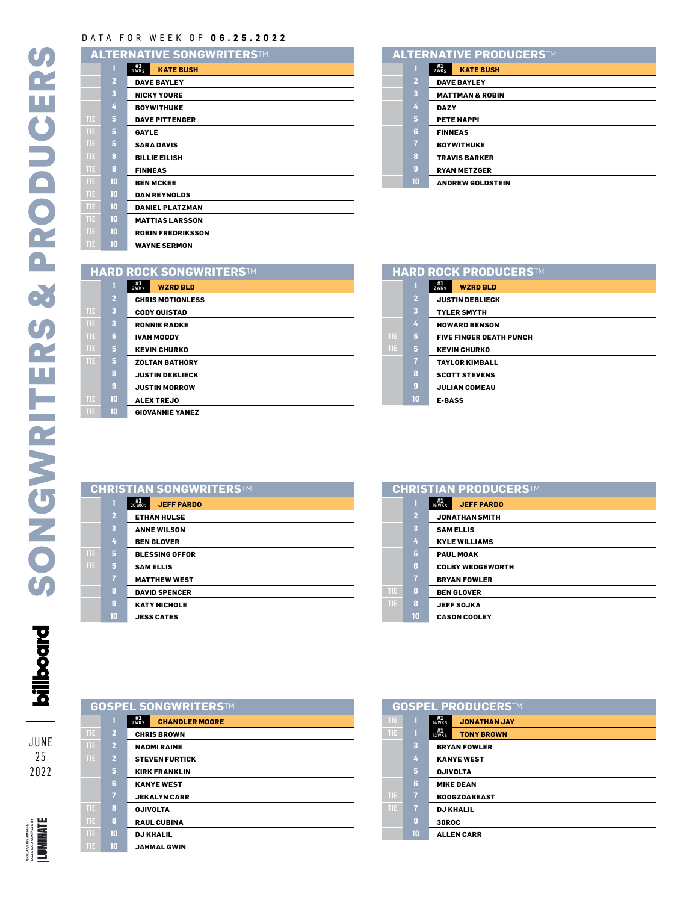DATA FOR WEEK OF **06.25.2022**

## SONGWRITERS & PRODUCERS

## ALTERNATIVE SONGWRITERS™

| | | |
|---|---|---|
| | 1 | #1 2 WKS **KATE BUSH** |
| | 2 | DAVE BAYLEY |
| | 3 | NICKY YOURE |
| | 4 | BOYWITHUKE |
| TIE | 5 | DAVE PITTENGER |
| TIE | 5 | GAYLE |
| TIE | 5 | SARA DAVIS |
| TIE | 8 | BILLIE EILISH |
| TIE | 8 | FINNEAS |
| TIE | 10 | BEN MCKEE |
| TIE | 10 | DAN REYNOLDS |
| TIE | 10 | DANIEL PLATZMAN |
| TIE | 10 | MATTIAS LARSSON |
| TIE | 10 | ROBIN FREDRIKSSON |
| TIE | 10 | WAYNE SERMON |

## ALTERNATIVE PRODUCERS™

| | | |
|---|---|---|
| | 1 | #1 2 WKS **KATE BUSH** |
| | 2 | DAVE BAYLEY |
| | 3 | MATTMAN & ROBIN |
| | 4 | DAZY |
| | 5 | PETE NAPPI |
| | 6 | FINNEAS |
| | 7 | BOYWITHUKE |
| | 8 | TRAVIS BARKER |
| | 9 | RYAN METZGER |
| | 10 | ANDREW GOLDSTEIN |

## HARD ROCK SONGWRITERS™

| | | |
|---|---|---|
| | 1 | #1 2 WKS **WZRD BLD** |
| | 2 | CHRIS MOTIONLESS |
| TIE | 3 | CODY QUISTAD |
| TIE | 3 | RONNIE RADKE |
| TIE | 5 | IVAN MOODY |
| TIE | 5 | KEVIN CHURKO |
| TIE | 5 | ZOLTAN BATHORY |
| | 8 | JUSTIN DEBLIECK |
| | 9 | JUSTIN MORROW |
| TIE | 10 | ALEX TREJO |
| TIE | 10 | GIOVANNIE YANEZ |

## HARD ROCK PRODUCERS™

| | | |
|---|---|---|
| | 1 | #1 2 WKS **WZRD BLD** |
| | 2 | JUSTIN DEBLIECK |
| | 3 | TYLER SMYTH |
| | 4 | HOWARD BENSON |
| TIE | 5 | FIVE FINGER DEATH PUNCH |
| TIE | 5 | KEVIN CHURKO |
| | 7 | TAYLOR KIMBALL |
| | 8 | SCOTT STEVENS |
| | 9 | JULIAN COMEAU |
| | 10 | E-BASS |

## CHRISTIAN SONGWRITERS™

| | | |
|---|---|---|
| | 1 | #1 20 WKS **JEFF PARDO** |
| | 2 | ETHAN HULSE |
| | 3 | ANNE WILSON |
| | 4 | BEN GLOVER |
| TIE | 5 | BLESSING OFFOR |
| TIE | 5 | SAM ELLIS |
| | 7 | MATTHEW WEST |
| | 8 | DAVID SPENCER |
| | 9 | KATY NICHOLE |
| | 10 | JESS CATES |

## CHRISTIAN PRODUCERS™

| | | |
|---|---|---|
| | 1 | #1 16 WKS **JEFF PARDO** |
| | 2 | JONATHAN SMITH |
| | 3 | SAM ELLIS |
| | 4 | KYLE WILLIAMS |
| | 5 | PAUL MOAK |
| | 6 | COLBY WEDGEWORTH |
| | 7 | BRYAN FOWLER |
| TIE | 8 | BEN GLOVER |
| TIE | 8 | JEFF SOJKA |
| | 10 | CASON COOLEY |

## GOSPEL SONGWRITERS™

| | | |
|---|---|---|
| | 1 | #1 7 WKS **CHANDLER MOORE** |
| TIE | 2 | CHRIS BROWN |
| TIE | 2 | NAOMI RAINE |
| TIE | 2 | STEVEN FURTICK |
| | 5 | KIRK FRANKLIN |
| | 6 | KANYE WEST |
| | 7 | JEKALYN CARR |
| TIE | 8 | OJIVOLTA |
| TIE | 8 | RAUL CUBINA |
| TIE | 10 | DJ KHALIL |
| TIE | 10 | JAHMAL GWIN |

## GOSPEL PRODUCERS™

| | | |
|---|---|---|
| TIE | 1 | #1 14 WKS **JONATHAN JAY** |
| TIE | 1 | #1 12 WKS **TONY BROWN** |
| | 3 | BRYAN FOWLER |
| | 4 | KANYE WEST |
| | 5 | OJIVOLTA |
| | 6 | MIKE DEAN |
| TIE | 7 | BOOGZDABEAST |
| TIE | 7 | DJ KHALIL |
| | 9 | 30ROC |
| | 10 | ALLEN CARR |

AIRPLAY/STREAMING & SALES DATA COMPILED BY LUMINATE